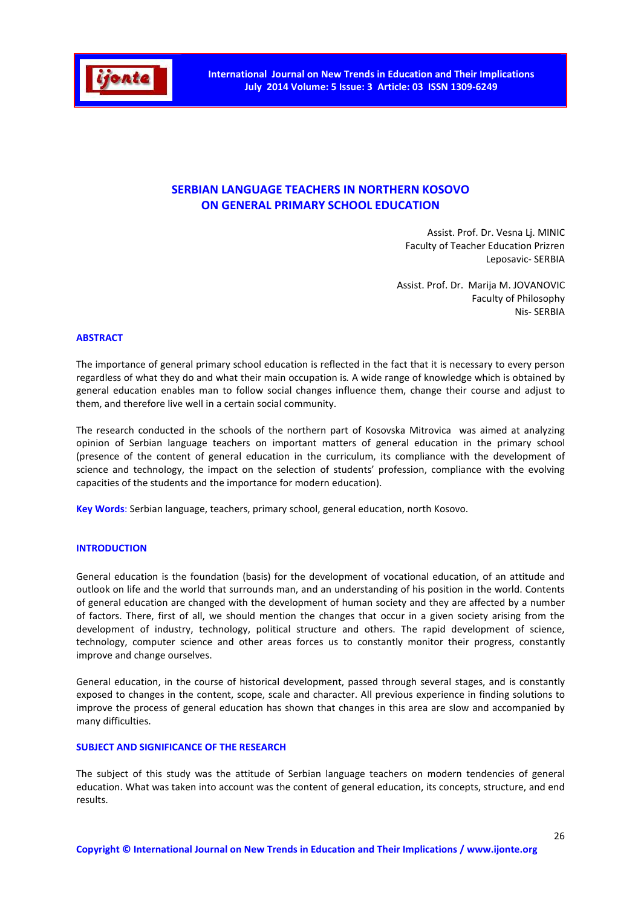# SERBIAN LANGUAGE TEACHERS IN NORTHERN KOSOVO ON GENERAL PRIMARY SCHOOL EDUCATION

Assist. Prof. Dr. Vesna Lj. MINIC
Faculty of Teacher Education Prizren
Leposavic- SERBIA

Assist. Prof. Dr. Marija M. JOVANOVIC
Faculty of Philosophy
Nis- SERBIA

## ABSTRACT

The importance of general primary school education is reflected in the fact that it is necessary to every person regardless of what they do and what their main occupation is. A wide range of knowledge which is obtained by general education enables man to follow social changes influence them, change their course and adjust to them, and therefore live well in a certain social community.

The research conducted in the schools of the northern part of Kosovska Mitrovica was aimed at analyzing opinion of Serbian language teachers on important matters of general education in the primary school (presence of the content of general education in the curriculum, its compliance with the development of science and technology, the impact on the selection of students' profession, compliance with the evolving capacities of the students and the importance for modern education).

**Key Words**: Serbian language, teachers, primary school, general education, north Kosovo.

## INTRODUCTION

General education is the foundation (basis) for the development of vocational education, of an attitude and outlook on life and the world that surrounds man, and an understanding of his position in the world. Contents of general education are changed with the development of human society and they are affected by a number of factors. There, first of all, we should mention the changes that occur in a given society arising from the development of industry, technology, political structure and others. The rapid development of science, technology, computer science and other areas forces us to constantly monitor their progress, constantly improve and change ourselves.

General education, in the course of historical development, passed through several stages, and is constantly exposed to changes in the content, scope, scale and character. All previous experience in finding solutions to improve the process of general education has shown that changes in this area are slow and accompanied by many difficulties.

## SUBJECT AND SIGNIFICANCE OF THE RESEARCH

The subject of this study was the attitude of Serbian language teachers on modern tendencies of general education. What was taken into account was the content of general education, its concepts, structure, and end results.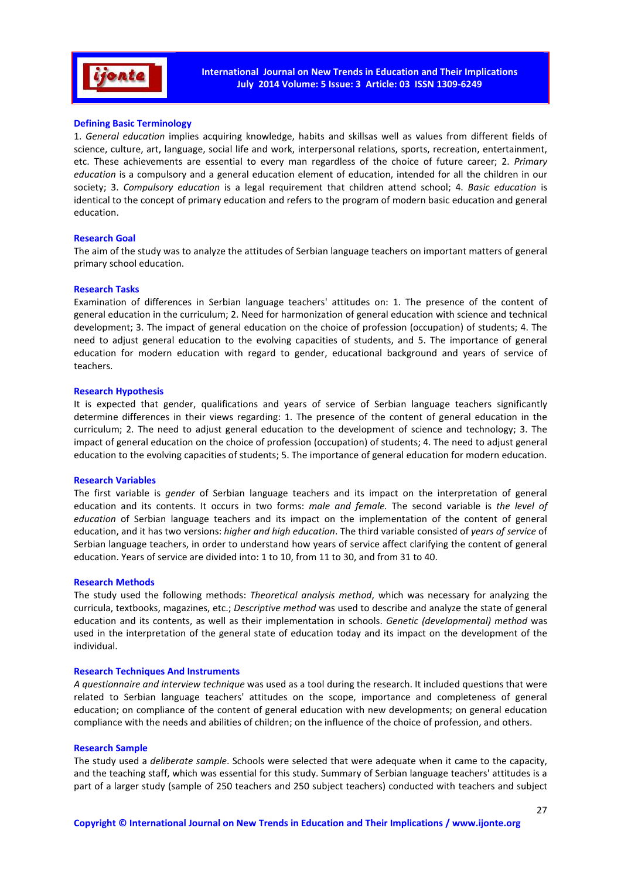### Defining Basic Terminology

1. *General education* implies acquiring knowledge, habits and skillsas well as values from different fields of science, culture, art, language, social life and work, interpersonal relations, sports, recreation, entertainment, etc. These achievements are essential to every man regardless of the choice of future career; 2. *Primary education* is a compulsory and a general education element of education, intended for all the children in our society; 3. *Compulsory education* is a legal requirement that children attend school; 4. *Basic education* is identical to the concept of primary education and refers to the program of modern basic education and general education.

### Research Goal

The aim of the study was to analyze the attitudes of Serbian language teachers on important matters of general primary school education.

### Research Tasks

Examination of differences in Serbian language teachers' attitudes on: 1. The presence of the content of general education in the curriculum; 2. Need for harmonization of general education with science and technical development; 3. The impact of general education on the choice of profession (occupation) of students; 4. The need to adjust general education to the evolving capacities of students, and 5. The importance of general education for modern education with regard to gender, educational background and years of service of teachers.

### Research Hypothesis

It is expected that gender, qualifications and years of service of Serbian language teachers significantly determine differences in their views regarding: 1. The presence of the content of general education in the curriculum; 2. The need to adjust general education to the development of science and technology; 3. The impact of general education on the choice of profession (occupation) of students; 4. The need to adjust general education to the evolving capacities of students; 5. The importance of general education for modern education.

### Research Variables

The first variable is *gender* of Serbian language teachers and its impact on the interpretation of general education and its contents. It occurs in two forms: *male and female.* The second variable is *the level of education* of Serbian language teachers and its impact on the implementation of the content of general education, and it has two versions: *higher and high education*. The third variable consisted of *years of service* of Serbian language teachers, in order to understand how years of service affect clarifying the content of general education. Years of service are divided into: 1 to 10, from 11 to 30, and from 31 to 40.

### Research Methods

The study used the following methods: *Theoretical analysis method*, which was necessary for analyzing the curricula, textbooks, magazines, etc.; *Descriptive method* was used to describe and analyze the state of general education and its contents, as well as their implementation in schools. *Genetic (developmental) method* was used in the interpretation of the general state of education today and its impact on the development of the individual.

### Research Techniques And Instruments

*A questionnaire and interview technique* was used as a tool during the research. It included questions that were related to Serbian language teachers' attitudes on the scope, importance and completeness of general education; on compliance of the content of general education with new developments; on general education compliance with the needs and abilities of children; on the influence of the choice of profession, and others.

### Research Sample

The study used a *deliberate sample*. Schools were selected that were adequate when it came to the capacity, and the teaching staff, which was essential for this study. Summary of Serbian language teachers' attitudes is a part of a larger study (sample of 250 teachers and 250 subject teachers) conducted with teachers and subject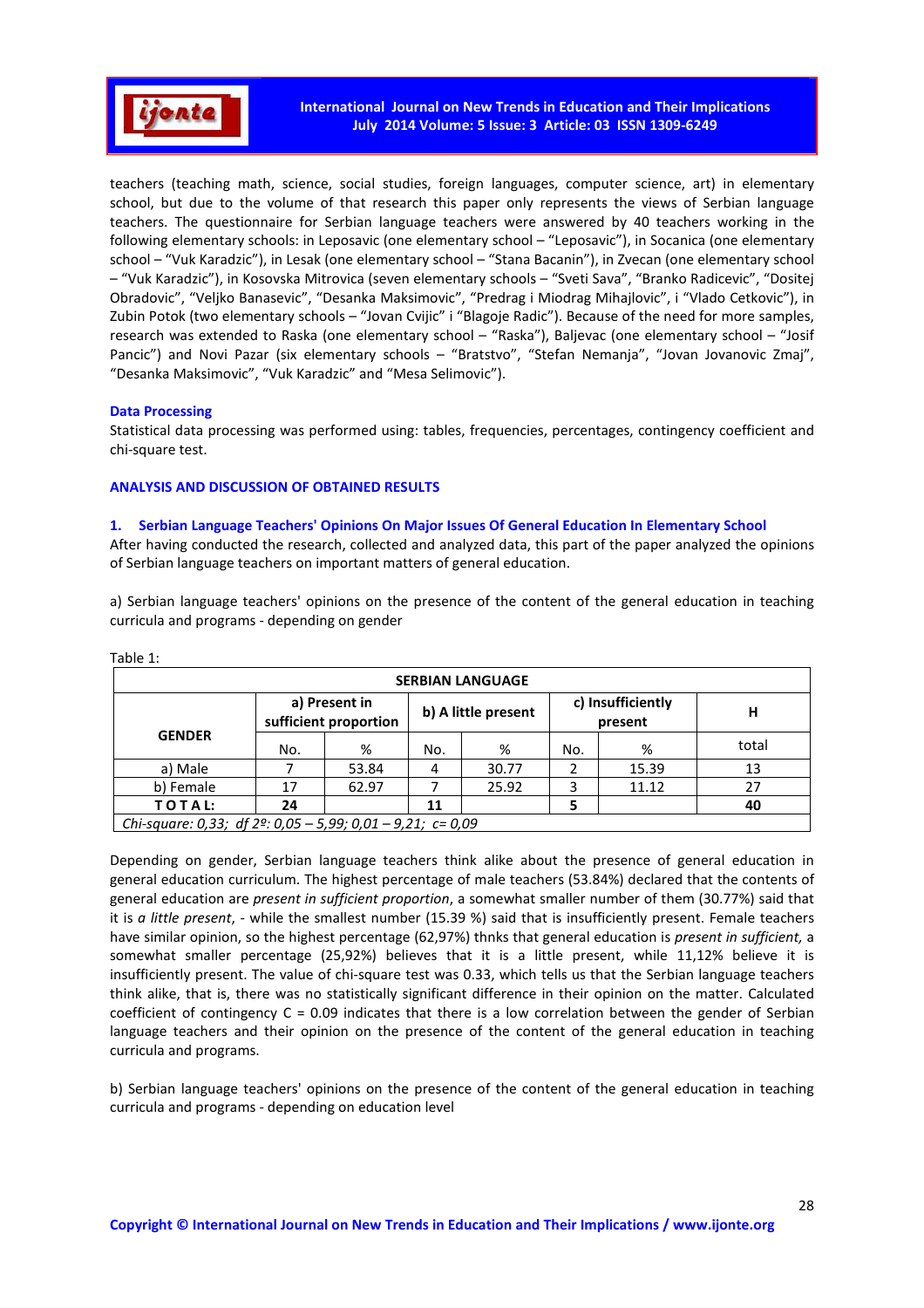teachers (teaching math, science, social studies, foreign languages, computer science, art) in elementary school, but due to the volume of that research this paper only represents the views of Serbian language teachers. The questionnaire for Serbian language teachers were answered by 40 teachers working in the following elementary schools: in Leposavic (one elementary school – "Leposavic"), in Socanica (one elementary school – "Vuk Karadzic"), in Lesak (one elementary school – "Stana Bacanin"), in Zvecan (one elementary school – "Vuk Karadzic"), in Kosovska Mitrovica (seven elementary schools – "Sveti Sava", "Branko Radicevic", "Dositej Obradovic", "Veljko Banasevic", "Desanka Maksimovic", "Predrag i Miodrag Mihajlovic", i "Vlado Cetkovic"), in Zubin Potok (two elementary schools – "Jovan Cvijic" i "Blagoje Radic"). Because of the need for more samples, research was extended to Raska (one elementary school – "Raska"), Baljevac (one elementary school – "Josif Pancic") and Novi Pazar (six elementary schools – "Bratstvo", "Stefan Nemanja", "Jovan Jovanovic Zmaj", "Desanka Maksimovic", "Vuk Karadzic" and "Mesa Selimovic").

### Data Processing

Statistical data processing was performed using: tables, frequencies, percentages, contingency coefficient and chi-square test.

## ANALYSIS AND DISCUSSION OF OBTAINED RESULTS

### 1. Serbian Language Teachers' Opinions On Major Issues Of General Education In Elementary School

After having conducted the research, collected and analyzed data, this part of the paper analyzed the opinions of Serbian language teachers on important matters of general education.

a) Serbian language teachers' opinions on the presence of the content of the general education in teaching curricula and programs - depending on gender

Table 1:

| SERBIAN LANGUAGE | | | | | | | |
|---|---|---|---|---|---|---|---|
| **GENDER** | **a) Present in sufficient proportion** | | **b) A little present** | | **c) Insufficiently present** | | **H** |
| | No. | % | No. | % | No. | % | total |
| a) Male | 7 | 53.84 | 4 | 30.77 | 2 | 15.39 | 13 |
| b) Female | 17 | 62.97 | 7 | 25.92 | 3 | 11.12 | 27 |
| **T O T A L:** | **24** | | **11** | | **5** | | **40** |
| *Chi-square: 0,33; df 2º: 0,05 – 5,99; 0,01 – 9,21; c= 0,09* | | | | | | | |

Depending on gender, Serbian language teachers think alike about the presence of general education in general education curriculum. The highest percentage of male teachers (53.84%) declared that the contents of general education are *present in sufficient proportion*, a somewhat smaller number of them (30.77%) said that it is *a little present*, - while the smallest number (15.39 %) said that is insufficiently present. Female teachers have similar opinion, so the highest percentage (62,97%) thnks that general education is *present in sufficient,* a somewhat smaller percentage (25,92%) believes that it is a little present, while 11,12% believe it is insufficiently present. The value of chi-square test was 0.33, which tells us that the Serbian language teachers think alike, that is, there was no statistically significant difference in their opinion on the matter. Calculated coefficient of contingency C = 0.09 indicates that there is a low correlation between the gender of Serbian language teachers and their opinion on the presence of the content of the general education in teaching curricula and programs.

b) Serbian language teachers' opinions on the presence of the content of the general education in teaching curricula and programs - depending on education level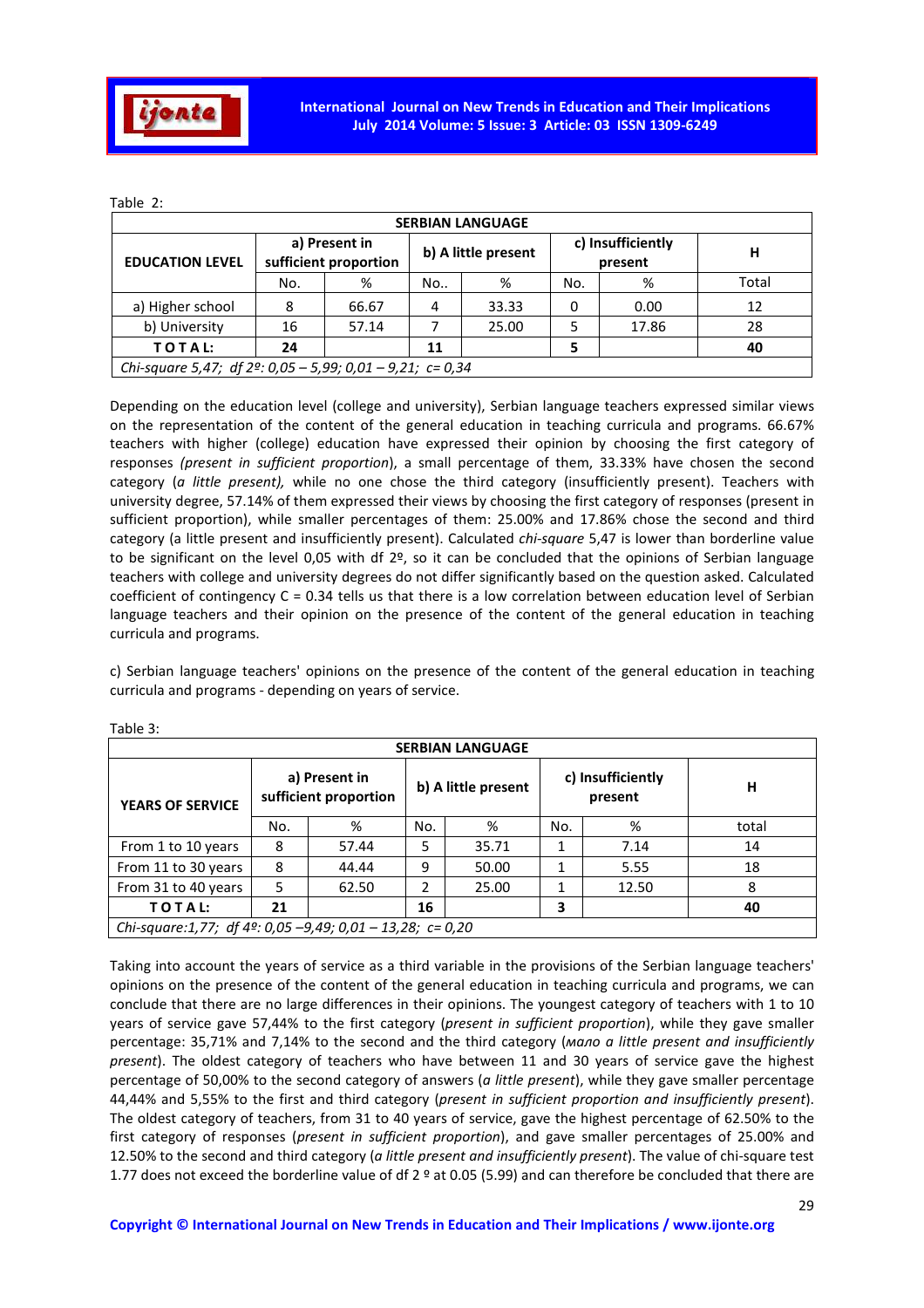Table 2:

| SERBIAN LANGUAGE | | | | | | | |
|---|---|---|---|---|---|---|---|
| EDUCATION LEVEL | a) Present in sufficient proportion | | b) A little present | | c) Insufficiently present | | H |
| | No. | % | No.. | % | No. | % | Total |
| a) Higher school | 8 | 66.67 | 4 | 33.33 | 0 | 0.00 | 12 |
| b) University | 16 | 57.14 | 7 | 25.00 | 5 | 17.86 | 28 |
| **T O T A L:** | **24** | | **11** | | **5** | | **40** |
| *Chi-square 5,47; df 2º: 0,05 – 5,99; 0,01 – 9,21; c= 0,34* | | | | | | | |

Depending on the education level (college and university), Serbian language teachers expressed similar views on the representation of the content of the general education in teaching curricula and programs. 66.67% teachers with higher (college) education have expressed their opinion by choosing the first category of responses *(present in sufficient proportion*), a small percentage of them, 33.33% have chosen the second category (*a little present),* while no one chose the third category (insufficiently present). Teachers with university degree, 57.14% of them expressed their views by choosing the first category of responses (present in sufficient proportion), while smaller percentages of them: 25.00% and 17.86% chose the second and third category (a little present and insufficiently present). Calculated *chi-square* 5,47 is lower than borderline value to be significant on the level 0,05 with df 2º, so it can be concluded that the opinions of Serbian language teachers with college and university degrees do not differ significantly based on the question asked. Calculated coefficient of contingency C = 0.34 tells us that there is a low correlation between education level of Serbian language teachers and their opinion on the presence of the content of the general education in teaching curricula and programs.

c) Serbian language teachers' opinions on the presence of the content of the general education in teaching curricula and programs - depending on years of service.

Table 3:

| SERBIAN LANGUAGE | | | | | | | |
|---|---|---|---|---|---|---|---|
| YEARS OF SERVICE | a) Present in sufficient proportion | | b) A little present | | c) Insufficiently present | | H |
| | No. | % | No. | % | No. | % | total |
| From 1 to 10 years | 8 | 57.44 | 5 | 35.71 | 1 | 7.14 | 14 |
| From 11 to 30 years | 8 | 44.44 | 9 | 50.00 | 1 | 5.55 | 18 |
| From 31 to 40 years | 5 | 62.50 | 2 | 25.00 | 1 | 12.50 | 8 |
| **T O T A L:** | **21** | | **16** | | **3** | | **40** |
| *Chi-square:1,77; df 4º: 0,05 –9,49; 0,01 – 13,28; c= 0,20* | | | | | | | |

Taking into account the years of service as a third variable in the provisions of the Serbian language teachers' opinions on the presence of the content of the general education in teaching curricula and programs, we can conclude that there are no large differences in their opinions. The youngest category of teachers with 1 to 10 years of service gave 57,44% to the first category (*present in sufficient proportion*), while they gave smaller percentage: 35,71% and 7,14% to the second and the third category (*мало a little present and insufficiently present*). The oldest category of teachers who have between 11 and 30 years of service gave the highest percentage of 50,00% to the second category of answers (*a little present*), while they gave smaller percentage 44,44% and 5,55% to the first and third category (*present in sufficient proportion and insufficiently present*). The oldest category of teachers, from 31 to 40 years of service, gave the highest percentage of 62.50% to the first category of responses (*present in sufficient proportion*), and gave smaller percentages of 25.00% and 12.50% to the second and third category (*a little present and insufficiently present*). The value of chi-square test 1.77 does not exceed the borderline value of df 2 º at 0.05 (5.99) and can therefore be concluded that there are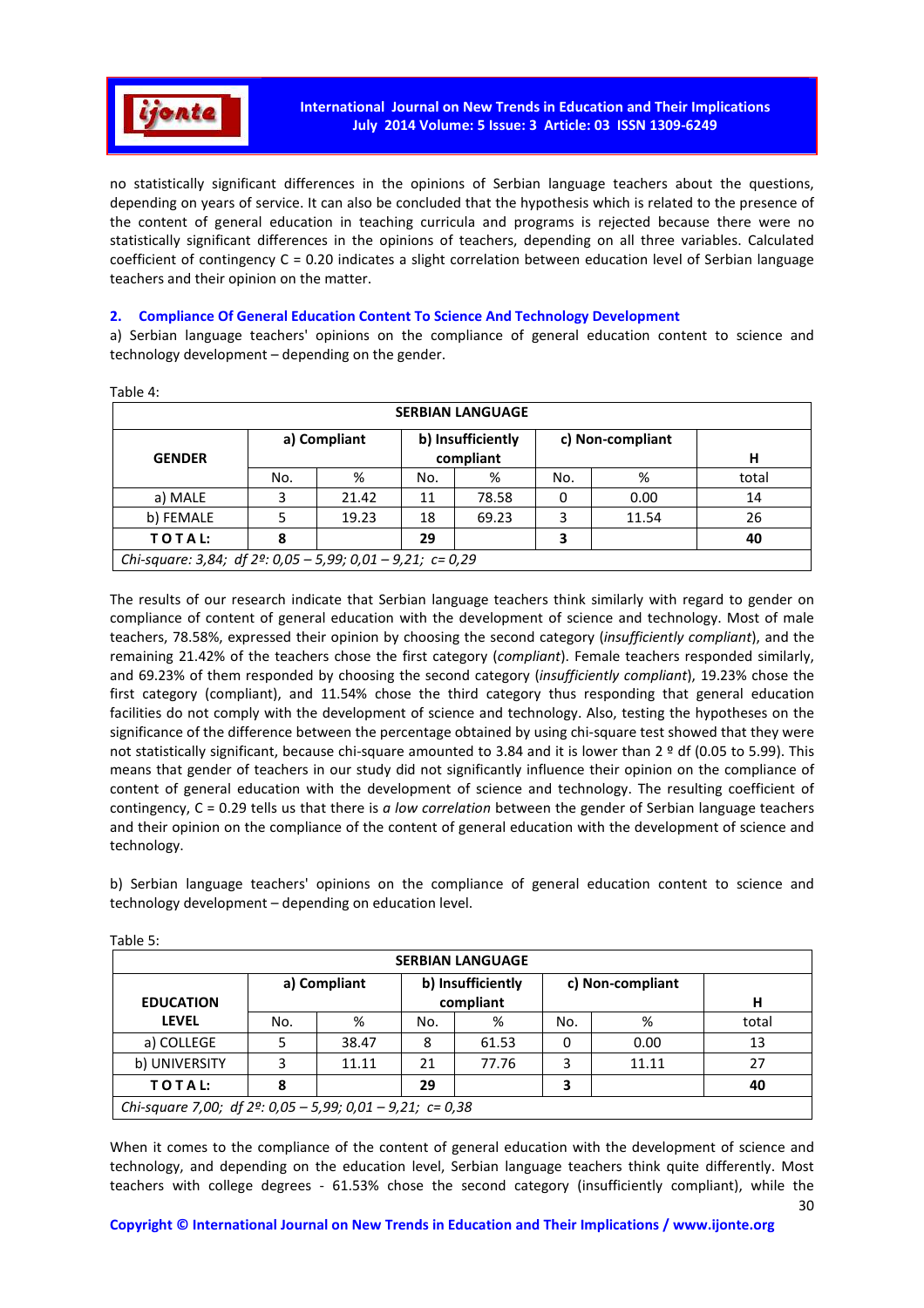no statistically significant differences in the opinions of Serbian language teachers about the questions, depending on years of service. It can also be concluded that the hypothesis which is related to the presence of the content of general education in teaching curricula and programs is rejected because there were no statistically significant differences in the opinions of teachers, depending on all three variables. Calculated coefficient of contingency C = 0.20 indicates a slight correlation between education level of Serbian language teachers and their opinion on the matter.

### 2. Compliance Of General Education Content To Science And Technology Development

a) Serbian language teachers' opinions on the compliance of general education content to science and technology development – depending on the gender.

Table 4:

| SERBIAN LANGUAGE | | | | | | | |
|---|---|---|---|---|---|---|---|
| **GENDER** | **a) Compliant** | | **b) Insufficiently compliant** | | **c) Non-compliant** | | **H** |
| | No. | % | No. | % | No. | % | total |
| a) MALE | 3 | 21.42 | 11 | 78.58 | 0 | 0.00 | 14 |
| b) FEMALE | 5 | 19.23 | 18 | 69.23 | 3 | 11.54 | 26 |
| **TOTAL:** | **8** | | **29** | | **3** | | **40** |
| *Chi-square: 3,84; df 2º: 0,05 – 5,99; 0,01 – 9,21; c= 0,29* | | | | | | | |

The results of our research indicate that Serbian language teachers think similarly with regard to gender on compliance of content of general education with the development of science and technology. Most of male teachers, 78.58%, expressed their opinion by choosing the second category (*insufficiently compliant*), and the remaining 21.42% of the teachers chose the first category (*compliant*). Female teachers responded similarly, and 69.23% of them responded by choosing the second category (*insufficiently compliant*), 19.23% chose the first category (compliant), and 11.54% chose the third category thus responding that general education facilities do not comply with the development of science and technology. Also, testing the hypotheses on the significance of the difference between the percentage obtained by using chi-square test showed that they were not statistically significant, because chi-square amounted to 3.84 and it is lower than 2 º df (0.05 to 5.99). This means that gender of teachers in our study did not significantly influence their opinion on the compliance of content of general education with the development of science and technology. The resulting coefficient of contingency, C = 0.29 tells us that there is *a low correlation* between the gender of Serbian language teachers and their opinion on the compliance of the content of general education with the development of science and technology.

b) Serbian language teachers' opinions on the compliance of general education content to science and technology development – depending on education level.

Table 5:

| SERBIAN LANGUAGE | | | | | | | |
|---|---|---|---|---|---|---|---|
| **EDUCATION LEVEL** | **a) Compliant** | | **b) Insufficiently compliant** | | **c) Non-compliant** | | **H** |
| | No. | % | No. | % | No. | % | total |
| a) COLLEGE | 5 | 38.47 | 8 | 61.53 | 0 | 0.00 | 13 |
| b) UNIVERSITY | 3 | 11.11 | 21 | 77.76 | 3 | 11.11 | 27 |
| **TOTAL:** | **8** | | **29** | | **3** | | **40** |
| *Chi-square 7,00; df 2º: 0,05 – 5,99; 0,01 – 9,21; c= 0,38* | | | | | | | |

When it comes to the compliance of the content of general education with the development of science and technology, and depending on the education level, Serbian language teachers think quite differently. Most teachers with college degrees - 61.53% chose the second category (insufficiently compliant), while the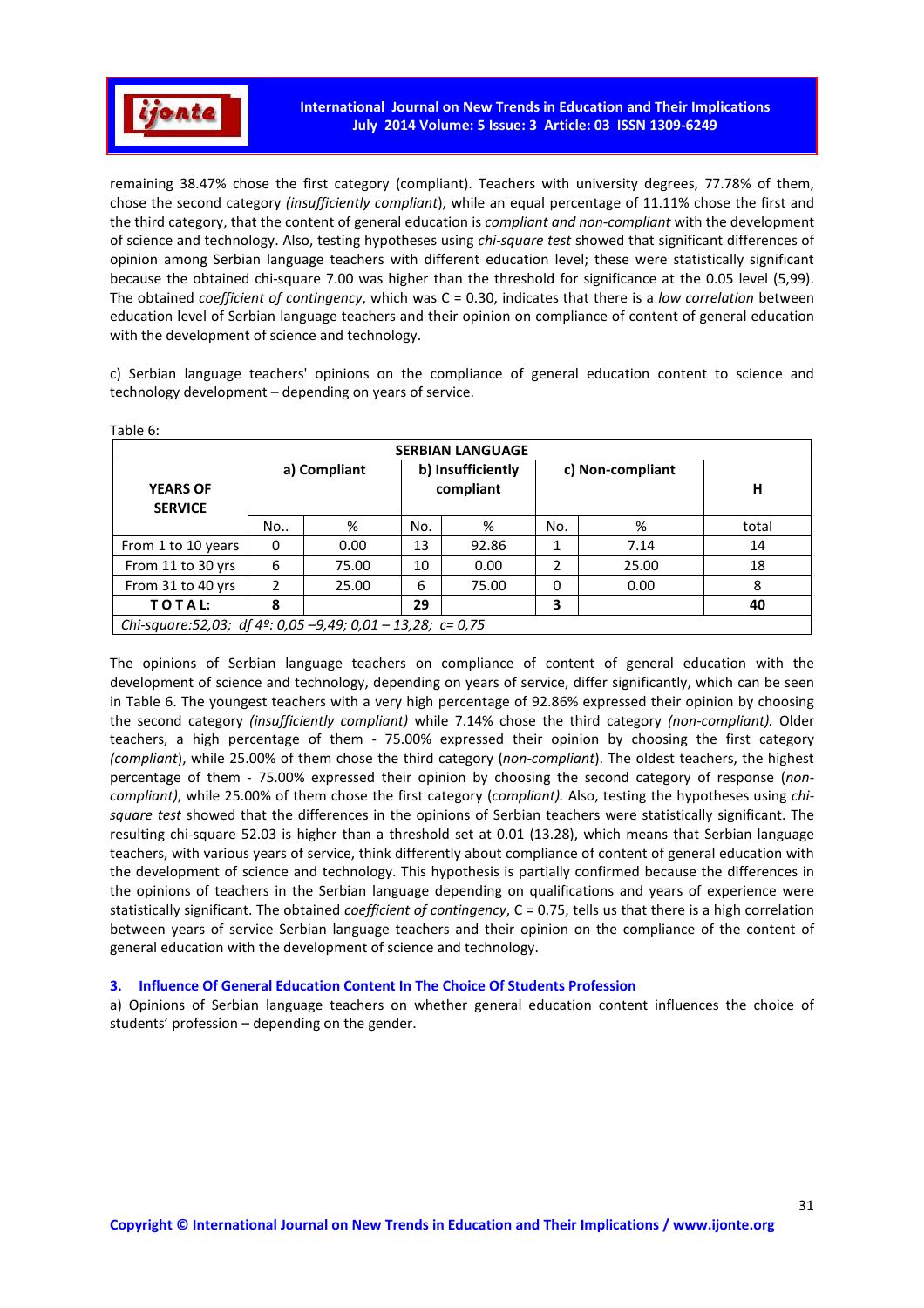remaining 38.47% chose the first category (compliant). Teachers with university degrees, 77.78% of them, chose the second category *(insufficiently compliant*), while an equal percentage of 11.11% chose the first and the third category, that the content of general education is *compliant and non-compliant* with the development of science and technology. Also, testing hypotheses using *chi-square test* showed that significant differences of opinion among Serbian language teachers with different education level; these were statistically significant because the obtained chi-square 7.00 was higher than the threshold for significance at the 0.05 level (5,99). The obtained *coefficient of contingency*, which was C = 0.30, indicates that there is a *low correlation* between education level of Serbian language teachers and their opinion on compliance of content of general education with the development of science and technology.

c) Serbian language teachers' opinions on the compliance of general education content to science and technology development – depending on years of service.

Table 6:

| SERBIAN LANGUAGE | | | | | | | |
|---|---|---|---|---|---|---|---|
| **YEARS OF SERVICE** | **a) Compliant** | | **b) Insufficiently compliant** | | **c) Non-compliant** | | **H** |
| | No.. | % | No. | % | No. | % | total |
| From 1 to 10 years | 0 | 0.00 | 13 | 92.86 | 1 | 7.14 | 14 |
| From 11 to 30 yrs | 6 | 75.00 | 10 | 0.00 | 2 | 25.00 | 18 |
| From 31 to 40 yrs | 2 | 25.00 | 6 | 75.00 | 0 | 0.00 | 8 |
| **T O T A L:** | **8** | | **29** | | **3** | | **40** |
| *Chi-square:52,03; df 4º: 0,05 –9,49; 0,01 – 13,28; c= 0,75* | | | | | | | |

The opinions of Serbian language teachers on compliance of content of general education with the development of science and technology, depending on years of service, differ significantly, which can be seen in Table 6. The youngest teachers with a very high percentage of 92.86% expressed their opinion by choosing the second category *(insufficiently compliant)* while 7.14% chose the third category *(non-compliant).* Older teachers, a high percentage of them - 75.00% expressed their opinion by choosing the first category *(compliant*), while 25.00% of them chose the third category (*non-compliant*). The oldest teachers, the highest percentage of them - 75.00% expressed their opinion by choosing the second category of response (*non-compliant)*, while 25.00% of them chose the first category (*compliant).* Also, testing the hypotheses using *chi-square test* showed that the differences in the opinions of Serbian teachers were statistically significant. The resulting chi-square 52.03 is higher than a threshold set at 0.01 (13.28), which means that Serbian language teachers, with various years of service, think differently about compliance of content of general education with the development of science and technology. This hypothesis is partially confirmed because the differences in the opinions of teachers in the Serbian language depending on qualifications and years of experience were statistically significant. The obtained *coefficient of contingency*, C = 0.75, tells us that there is a high correlation between years of service Serbian language teachers and their opinion on the compliance of the content of general education with the development of science and technology.

### 3. Influence Of General Education Content In The Choice Of Students Profession

a) Opinions of Serbian language teachers on whether general education content influences the choice of students' profession – depending on the gender.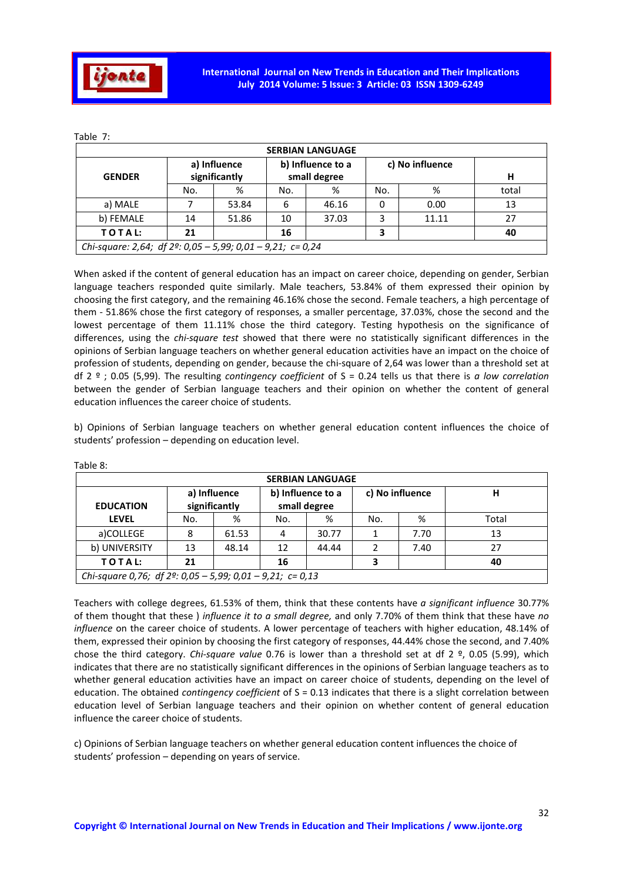Table 7:

| SERBIAN LANGUAGE | | | | | | | |
|---|---|---|---|---|---|---|---|
| **GENDER** | **a) Influence significantly** | | **b) Influence to a small degree** | | **c) No influence** | | **H** |
| | No. | % | No. | % | No. | % | total |
| a) MALE | 7 | 53.84 | 6 | 46.16 | 0 | 0.00 | 13 |
| b) FEMALE | 14 | 51.86 | 10 | 37.03 | 3 | 11.11 | 27 |
| **T O T A L:** | **21** | | **16** | | **3** | | **40** |
| *Chi-square: 2,64; df 2º: 0,05 – 5,99; 0,01 – 9,21; c= 0,24* | | | | | | | |

When asked if the content of general education has an impact on career choice, depending on gender, Serbian language teachers responded quite similarly. Male teachers, 53.84% of them expressed their opinion by choosing the first category, and the remaining 46.16% chose the second. Female teachers, a high percentage of them - 51.86% chose the first category of responses, a smaller percentage, 37.03%, chose the second and the lowest percentage of them 11.11% chose the third category. Testing hypothesis on the significance of differences, using the *chi-square test* showed that there were no statistically significant differences in the opinions of Serbian language teachers on whether general education activities have an impact on the choice of profession of students, depending on gender, because the chi-square of 2,64 was lower than a threshold set at df 2 º ; 0.05 (5,99). The resulting *contingency coefficient* of S = 0.24 tells us that there is *a low correlation* between the gender of Serbian language teachers and their opinion on whether the content of general education influences the career choice of students.

b) Opinions of Serbian language teachers on whether general education content influences the choice of students' profession – depending on education level.

Table 8:

| SERBIAN LANGUAGE | | | | | | | |
|---|---|---|---|---|---|---|---|
| **EDUCATION LEVEL** | **a) Influence significantly** | | **b) Influence to a small degree** | | **c) No influence** | | **H** |
| | No. | % | No. | % | No. | % | Total |
| a)COLLEGE | 8 | 61.53 | 4 | 30.77 | 1 | 7.70 | 13 |
| b) UNIVERSITY | 13 | 48.14 | 12 | 44.44 | 2 | 7.40 | 27 |
| **T O T A L:** | **21** | | **16** | | **3** | | **40** |
| *Chi-square 0,76; df 2º: 0,05 – 5,99; 0,01 – 9,21; c= 0,13* | | | | | | | |

Teachers with college degrees, 61.53% of them, think that these contents have *a significant influence* 30.77% of them thought that these ) *influence it to a small degree,* and only 7.70% of them think that these have *no influence* on the career choice of students. A lower percentage of teachers with higher education, 48.14% of them, expressed their opinion by choosing the first category of responses, 44.44% chose the second, and 7.40% chose the third category. *Chi-square value* 0.76 is lower than a threshold set at df 2 º, 0.05 (5.99), which indicates that there are no statistically significant differences in the opinions of Serbian language teachers as to whether general education activities have an impact on career choice of students, depending on the level of education. The obtained *contingency coefficient* of S = 0.13 indicates that there is a slight correlation between education level of Serbian language teachers and their opinion on whether content of general education influence the career choice of students.

c) Opinions of Serbian language teachers on whether general education content influences the choice of students' profession – depending on years of service.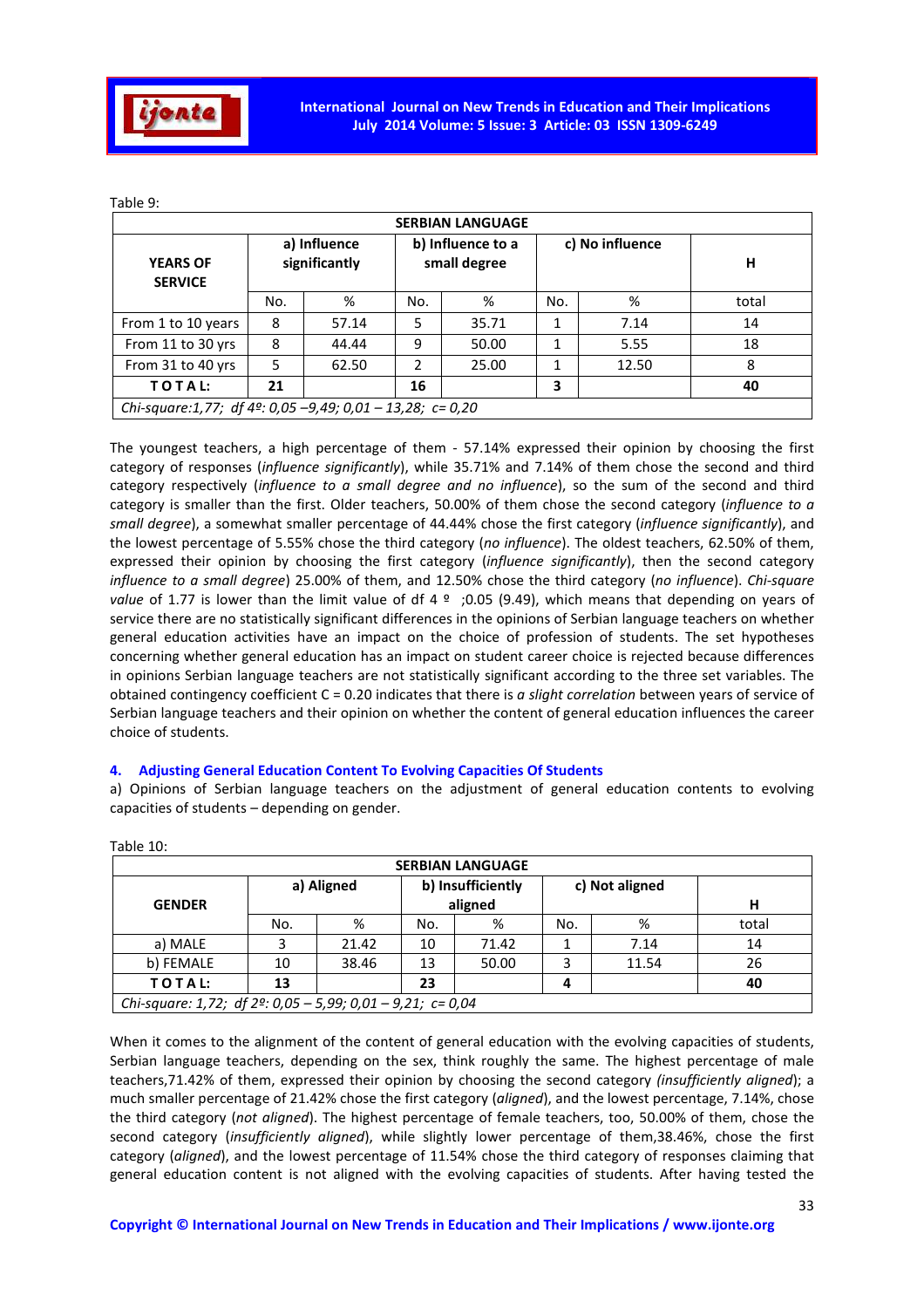Table 9:

| SERBIAN LANGUAGE | | | | | | | |
|---|---|---|---|---|---|---|---|
| YEARS OF SERVICE | a) Influence significantly | | b) Influence to a small degree | | c) No influence | | H |
| | No. | % | No. | % | No. | % | total |
| From 1 to 10 years | 8 | 57.14 | 5 | 35.71 | 1 | 7.14 | 14 |
| From 11 to 30 yrs | 8 | 44.44 | 9 | 50.00 | 1 | 5.55 | 18 |
| From 31 to 40 yrs | 5 | 62.50 | 2 | 25.00 | 1 | 12.50 | 8 |
| **T O T A L:** | **21** | | **16** | | **3** | | **40** |
| *Chi-square:1,77; df 4º: 0,05 –9,49; 0,01 – 13,28; c= 0,20* | | | | | | | |

The youngest teachers, a high percentage of them - 57.14% expressed their opinion by choosing the first category of responses (*influence significantly*), while 35.71% and 7.14% of them chose the second and third category respectively (*influence to a small degree and no influence*), so the sum of the second and third category is smaller than the first. Older teachers, 50.00% of them chose the second category (*influence to a small degree*), a somewhat smaller percentage of 44.44% chose the first category (*influence significantly*), and the lowest percentage of 5.55% chose the third category (*no influence*). The oldest teachers, 62.50% of them, expressed their opinion by choosing the first category (*influence significantly*), then the second category *influence to a small degree*) 25.00% of them, and 12.50% chose the third category (*no influence*). *Chi-square value* of 1.77 is lower than the limit value of df 4 º ;0.05 (9.49), which means that depending on years of service there are no statistically significant differences in the opinions of Serbian language teachers on whether general education activities have an impact on the choice of profession of students. The set hypotheses concerning whether general education has an impact on student career choice is rejected because differences in opinions Serbian language teachers are not statistically significant according to the three set variables. The obtained contingency coefficient C = 0.20 indicates that there is *a slight correlation* between years of service of Serbian language teachers and their opinion on whether the content of general education influences the career choice of students.

## 4. Adjusting General Education Content To Evolving Capacities Of Students

a) Opinions of Serbian language teachers on the adjustment of general education contents to evolving capacities of students – depending on gender.

Table 10:

| SERBIAN LANGUAGE | | | | | | | |
|---|---|---|---|---|---|---|---|
| GENDER | a) Aligned | | b) Insufficiently aligned | | c) Not aligned | | H |
| | No. | % | No. | % | No. | % | total |
| a) MALE | 3 | 21.42 | 10 | 71.42 | 1 | 7.14 | 14 |
| b) FEMALE | 10 | 38.46 | 13 | 50.00 | 3 | 11.54 | 26 |
| **T O T A L:** | **13** | | **23** | | **4** | | **40** |
| *Chi-square: 1,72; df 2º: 0,05 – 5,99; 0,01 – 9,21; c= 0,04* | | | | | | | |

When it comes to the alignment of the content of general education with the evolving capacities of students, Serbian language teachers, depending on the sex, think roughly the same. The highest percentage of male teachers,71.42% of them, expressed their opinion by choosing the second category *(insufficiently aligned*); a much smaller percentage of 21.42% chose the first category (*aligned*), and the lowest percentage, 7.14%, chose the third category (*not aligned*). The highest percentage of female teachers, too, 50.00% of them, chose the second category (*insufficiently aligned*), while slightly lower percentage of them,38.46%, chose the first category (*aligned*), and the lowest percentage of 11.54% chose the third category of responses claiming that general education content is not aligned with the evolving capacities of students. After having tested the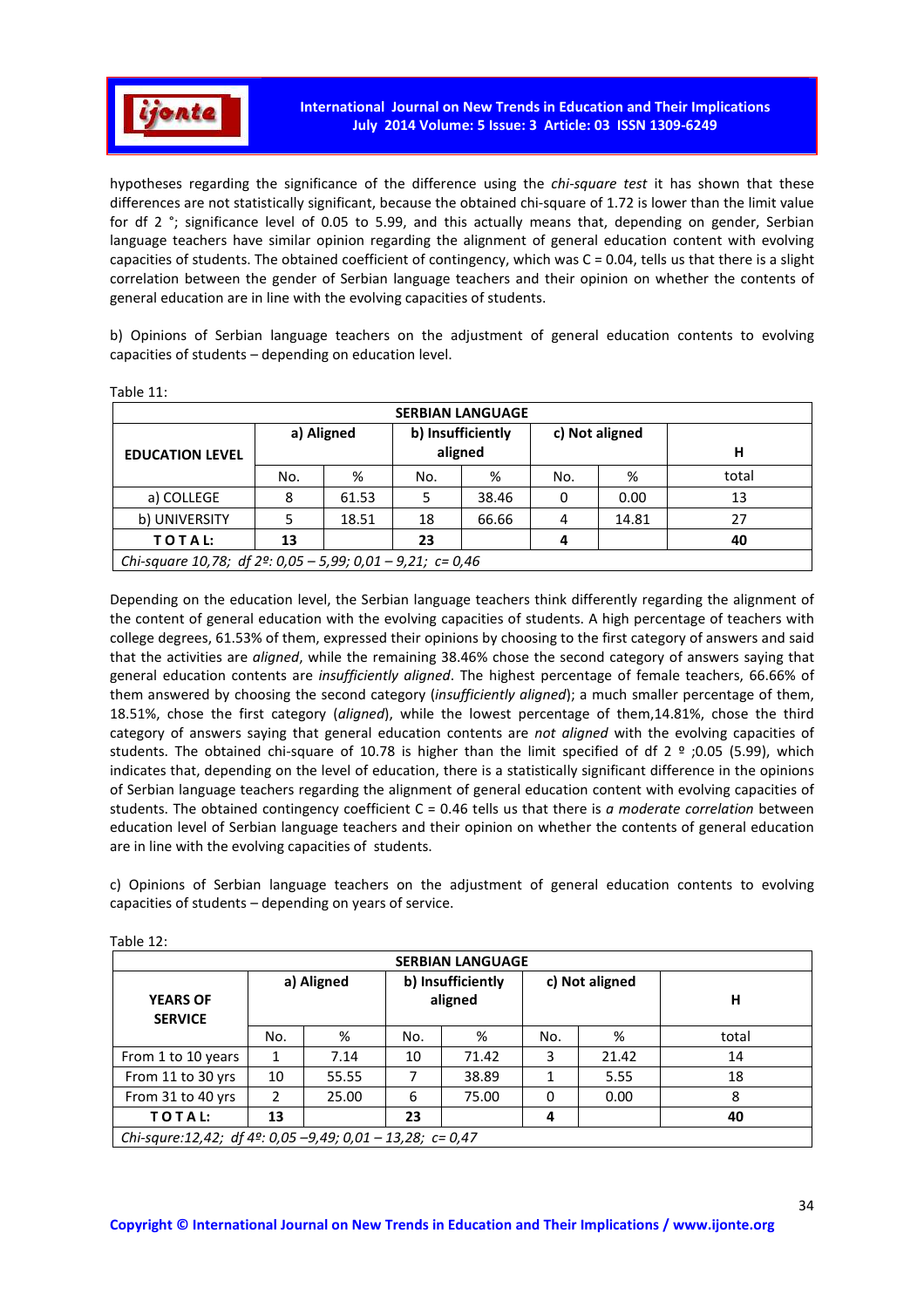hypotheses regarding the significance of the difference using the *chi-square test* it has shown that these differences are not statistically significant, because the obtained chi-square of 1.72 is lower than the limit value for df 2 °; significance level of 0.05 to 5.99, and this actually means that, depending on gender, Serbian language teachers have similar opinion regarding the alignment of general education content with evolving capacities of students. The obtained coefficient of contingency, which was C = 0.04, tells us that there is a slight correlation between the gender of Serbian language teachers and their opinion on whether the contents of general education are in line with the evolving capacities of students.

b) Opinions of Serbian language teachers on the adjustment of general education contents to evolving capacities of students – depending on education level.

Table 11:

| SERBIAN LANGUAGE | | | | | | | |
|---|---|---|---|---|---|---|---|
| **EDUCATION LEVEL** | **a) Aligned** | | **b) Insufficiently aligned** | | **c) Not aligned** | | **H** |
| | No. | % | No. | % | No. | % | total |
| a) COLLEGE | 8 | 61.53 | 5 | 38.46 | 0 | 0.00 | 13 |
| b) UNIVERSITY | 5 | 18.51 | 18 | 66.66 | 4 | 14.81 | 27 |
| **T O T A L:** | **13** | | **23** | | **4** | | **40** |
| *Chi-square 10,78; df 2º: 0,05 – 5,99; 0,01 – 9,21; c= 0,46* | | | | | | | |

Depending on the education level, the Serbian language teachers think differently regarding the alignment of the content of general education with the evolving capacities of students. A high percentage of teachers with college degrees, 61.53% of them, expressed their opinions by choosing to the first category of answers and said that the activities are *aligned*, while the remaining 38.46% chose the second category of answers saying that general education contents are *insufficiently aligned*. The highest percentage of female teachers, 66.66% of them answered by choosing the second category (*insufficiently aligned*); a much smaller percentage of them, 18.51%, chose the first category (*aligned*), while the lowest percentage of them,14.81%, chose the third category of answers saying that general education contents are *not aligned* with the evolving capacities of students. The obtained chi-square of 10.78 is higher than the limit specified of df 2 º ;0.05 (5.99), which indicates that, depending on the level of education, there is a statistically significant difference in the opinions of Serbian language teachers regarding the alignment of general education content with evolving capacities of students. The obtained contingency coefficient C = 0.46 tells us that there is *a moderate correlation* between education level of Serbian language teachers and their opinion on whether the contents of general education are in line with the evolving capacities of students.

c) Opinions of Serbian language teachers on the adjustment of general education contents to evolving capacities of students – depending on years of service.

Table 12:

| SERBIAN LANGUAGE | | | | | | | |
|---|---|---|---|---|---|---|---|
| **YEARS OF SERVICE** | **a) Aligned** | | **b) Insufficiently aligned** | | **c) Not aligned** | | **H** |
| | No. | % | No. | % | No. | % | total |
| From 1 to 10 years | 1 | 7.14 | 10 | 71.42 | 3 | 21.42 | 14 |
| From 11 to 30 yrs | 10 | 55.55 | 7 | 38.89 | 1 | 5.55 | 18 |
| From 31 to 40 yrs | 2 | 25.00 | 6 | 75.00 | 0 | 0.00 | 8 |
| **T O T A L:** | **13** | | **23** | | **4** | | **40** |
| *Chi-squre:12,42; df 4º: 0,05 –9,49; 0,01 – 13,28; c= 0,47* | | | | | | | |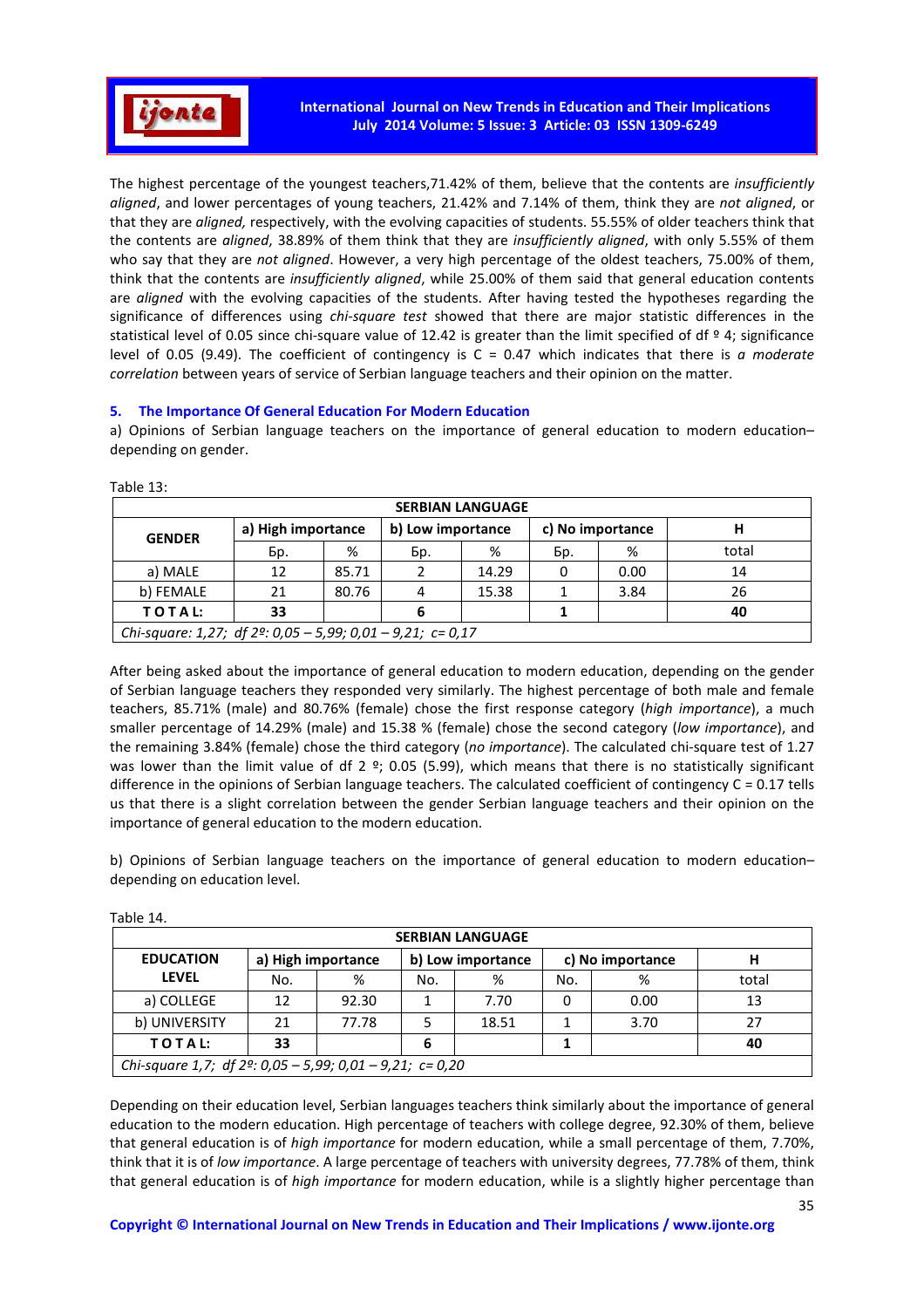The highest percentage of the youngest teachers,71.42% of them, believe that the contents are *insufficiently aligned*, and lower percentages of young teachers, 21.42% and 7.14% of them, think they are *not aligned*, or that they are *aligned,* respectively, with the evolving capacities of students. 55.55% of older teachers think that the contents are *aligned*, 38.89% of them think that they are *insufficiently aligned*, with only 5.55% of them who say that they are *not aligned*. However, a very high percentage of the oldest teachers, 75.00% of them, think that the contents are *insufficiently aligned*, while 25.00% of them said that general education contents are *aligned* with the evolving capacities of the students. After having tested the hypotheses regarding the significance of differences using *chi-square test* showed that there are major statistic differences in the statistical level of 0.05 since chi-square value of 12.42 is greater than the limit specified of df º 4; significance level of 0.05 (9.49). The coefficient of contingency is C = 0.47 which indicates that there is *a moderate correlation* between years of service of Serbian language teachers and their opinion on the matter.

## 5. The Importance Of General Education For Modern Education

a) Opinions of Serbian language teachers on the importance of general education to modern education– depending on gender.

Table 13:

| SERBIAN LANGUAGE | | | | | | | |
|---|---|---|---|---|---|---|---|
| **GENDER** | **a) High importance** | | **b) Low importance** | | **c) No importance** | | **H** |
| | Бр. | % | Бр. | % | Бр. | % | total |
| a) MALE | 12 | 85.71 | 2 | 14.29 | 0 | 0.00 | 14 |
| b) FEMALE | 21 | 80.76 | 4 | 15.38 | 1 | 3.84 | 26 |
| **TOTAL:** | **33** | | **6** | | **1** | | **40** |
| *Chi-square: 1,27; df 2º: 0,05 – 5,99; 0,01 – 9,21; c= 0,17* | | | | | | | |

After being asked about the importance of general education to modern education, depending on the gender of Serbian language teachers they responded very similarly. The highest percentage of both male and female teachers, 85.71% (male) and 80.76% (female) chose the first response category (*high importance*), a much smaller percentage of 14.29% (male) and 15.38 % (female) chose the second category (*low importance*), and the remaining 3.84% (female) chose the third category (*no importance*). The calculated chi-square test of 1.27 was lower than the limit value of df 2 º; 0.05 (5.99), which means that there is no statistically significant difference in the opinions of Serbian language teachers. The calculated coefficient of contingency C = 0.17 tells us that there is a slight correlation between the gender Serbian language teachers and their opinion on the importance of general education to the modern education.

b) Opinions of Serbian language teachers on the importance of general education to modern education– depending on education level.

Table 14.

| SERBIAN LANGUAGE | | | | | | | |
|---|---|---|---|---|---|---|---|
| **EDUCATION LEVEL** | **a) High importance** | | **b) Low importance** | | **c) No importance** | | **H** |
| | No. | % | No. | % | No. | % | total |
| a) COLLEGE | 12 | 92.30 | 1 | 7.70 | 0 | 0.00 | 13 |
| b) UNIVERSITY | 21 | 77.78 | 5 | 18.51 | 1 | 3.70 | 27 |
| **TOTAL:** | **33** | | **6** | | **1** | | **40** |
| *Chi-square 1,7; df 2º: 0,05 – 5,99; 0,01 – 9,21; c= 0,20* | | | | | | | |

Depending on their education level, Serbian languages teachers think similarly about the importance of general education to the modern education. High percentage of teachers with college degree, 92.30% of them, believe that general education is of *high importance* for modern education, while a small percentage of them, 7.70%, think that it is of *low importance*. A large percentage of teachers with university degrees, 77.78% of them, think that general education is of *high importance* for modern education, while is a slightly higher percentage than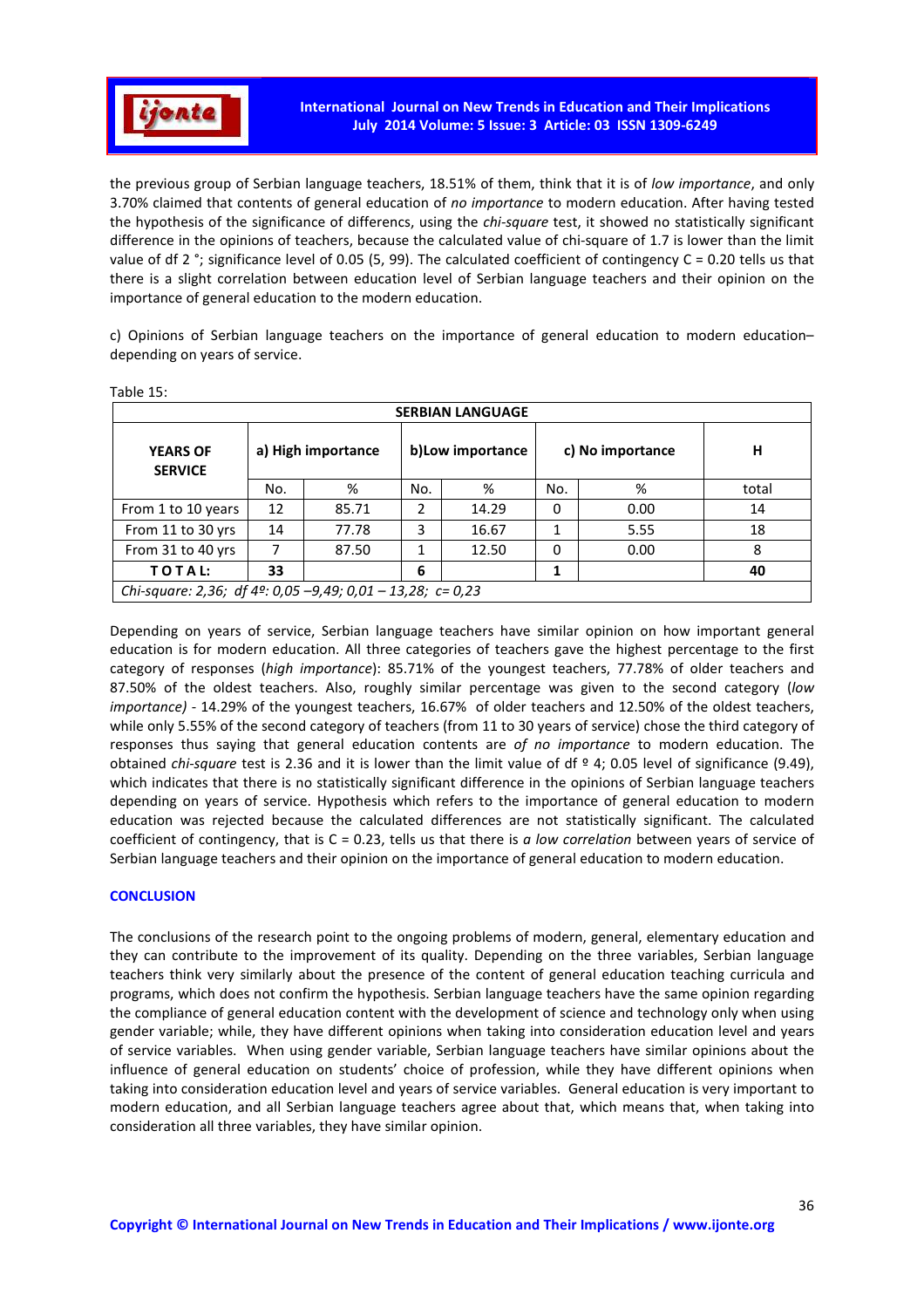the previous group of Serbian language teachers, 18.51% of them, think that it is of *low importance*, and only 3.70% claimed that contents of general education of *no importance* to modern education. After having tested the hypothesis of the significance of differencs, using the *chi-square* test, it showed no statistically significant difference in the opinions of teachers, because the calculated value of chi-square of 1.7 is lower than the limit value of df 2 °; significance level of 0.05 (5, 99). The calculated coefficient of contingency C = 0.20 tells us that there is a slight correlation between education level of Serbian language teachers and their opinion on the importance of general education to the modern education.

c) Opinions of Serbian language teachers on the importance of general education to modern education– depending on years of service.

Table 15:

| SERBIAN LANGUAGE | | | | | | | |
|---|---|---|---|---|---|---|---|
| **YEARS OF SERVICE** | **a) High importance** | | **b)Low importance** | | **c) No importance** | | **H** |
| | No. | % | No. | % | No. | % | total |
| From 1 to 10 years | 12 | 85.71 | 2 | 14.29 | 0 | 0.00 | 14 |
| From 11 to 30 yrs | 14 | 77.78 | 3 | 16.67 | 1 | 5.55 | 18 |
| From 31 to 40 yrs | 7 | 87.50 | 1 | 12.50 | 0 | 0.00 | 8 |
| **T O T A L:** | **33** | | **6** | | **1** | | **40** |
| *Chi-square: 2,36; df 4º: 0,05 –9,49; 0,01 – 13,28; c= 0,23* | | | | | | | |

Depending on years of service, Serbian language teachers have similar opinion on how important general education is for modern education. All three categories of teachers gave the highest percentage to the first category of responses (*high importance*): 85.71% of the youngest teachers, 77.78% of older teachers and 87.50% of the oldest teachers. Also, roughly similar percentage was given to the second category (*low importance)* - 14.29% of the youngest teachers, 16.67% of older teachers and 12.50% of the oldest teachers, while only 5.55% of the second category of teachers (from 11 to 30 years of service) chose the third category of responses thus saying that general education contents are *of no importance* to modern education. The obtained *chi-square* test is 2.36 and it is lower than the limit value of df º 4; 0.05 level of significance (9.49), which indicates that there is no statistically significant difference in the opinions of Serbian language teachers depending on years of service. Hypothesis which refers to the importance of general education to modern education was rejected because the calculated differences are not statistically significant. The calculated coefficient of contingency, that is C = 0.23, tells us that there is *a low correlation* between years of service of Serbian language teachers and their opinion on the importance of general education to modern education.

## CONCLUSION

The conclusions of the research point to the ongoing problems of modern, general, elementary education and they can contribute to the improvement of its quality. Depending on the three variables, Serbian language teachers think very similarly about the presence of the content of general education teaching curricula and programs, which does not confirm the hypothesis. Serbian language teachers have the same opinion regarding the compliance of general education content with the development of science and technology only when using gender variable; while, they have different opinions when taking into consideration education level and years of service variables. When using gender variable, Serbian language teachers have similar opinions about the influence of general education on students' choice of profession, while they have different opinions when taking into consideration education level and years of service variables. General education is very important to modern education, and all Serbian language teachers agree about that, which means that, when taking into consideration all three variables, they have similar opinion.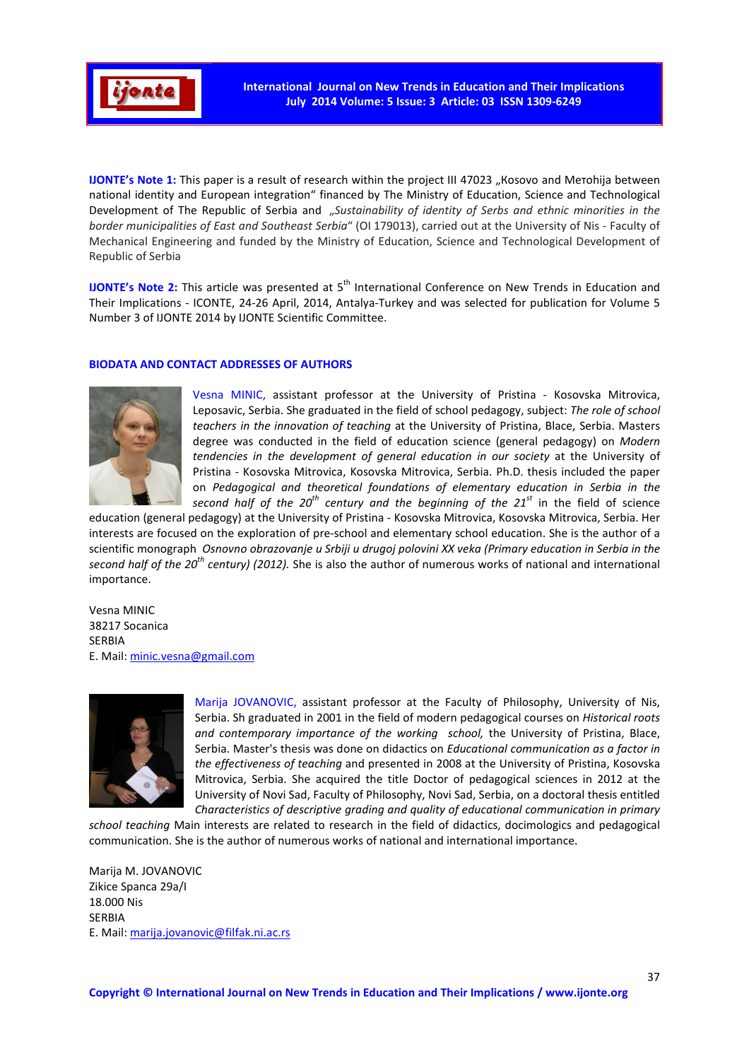**IJONTE's Note 1:** This paper is a result of research within the project III 47023 „Косово and Метохија between national identity and European integration" financed by The Ministry of Education, Science and Technological Development of The Republic of Serbia and *„Sustainability of identity of Serbs and ethnic minorities in the border municipalities of East and Southeast Serbia"* (OI 179013), carried out at the University of Nis - Faculty of Mechanical Engineering and funded by the Ministry of Education, Science and Technological Development of Republic of Serbia

**IJONTE's Note 2:** This article was presented at 5th International Conference on New Trends in Education and Their Implications - ICONTE, 24-26 April, 2014, Antalya-Turkey and was selected for publication for Volume 5 Number 3 of IJONTE 2014 by IJONTE Scientific Committee.

## BIODATA AND CONTACT ADDRESSES OF AUTHORS

Vesna MINIC, assistant professor at the University of Pristina - Kosovska Mitrovica, Leposavic, Serbia. She graduated in the field of school pedagogy, subject: *The role of school teachers in the innovation of teaching* at the University of Pristina, Blace, Serbia. Masters degree was conducted in the field of education science (general pedagogy) on *Modern tendencies in the development of general education in our society* at the University of Pristina - Kosovska Mitrovica, Kosovska Mitrovica, Serbia. Ph.D. thesis included the paper on *Pedagogical and theoretical foundations of elementary education in Serbia in the second half of the 20th century and the beginning of the 21st* in the field of science education (general pedagogy) at the University of Pristina - Kosovska Mitrovica, Kosovska Mitrovica, Serbia. Her interests are focused on the exploration of pre-school and elementary school education. She is the author of a scientific monograph *Osnovno obrazovanje u Srbiji u drugoj polovini XX veka (Primary education in Serbia in the second half of the 20th century) (2012).* She is also the author of numerous works of national and international importance.

Vesna MINIC
38217 Socanica
SERBIA
E. Mail: minic.vesna@gmail.com

Marija JOVANOVIC, assistant professor at the Faculty of Philosophy, University of Nis, Serbia. Sh graduated in 2001 in the field of modern pedagogical courses on *Historical roots and contemporary importance of the working school,* the University of Pristina, Blace, Serbia. Master's thesis was done on didactics on *Educational communication as a factor in the effectiveness of teaching* and presented in 2008 at the University of Pristina, Kosovska Mitrovica, Serbia. She acquired the title Doctor of pedagogical sciences in 2012 at the University of Novi Sad, Faculty of Philosophy, Novi Sad, Serbia, on a doctoral thesis entitled *Characteristics of descriptive grading and quality of educational communication in primary school teaching* Main interests are related to research in the field of didactics, docimologics and pedagogical communication. She is the author of numerous works of national and international importance.

Marija M. JOVANOVIC
Zikice Spanca 29a/I
18.000 Nis
SERBIA
E. Mail: marija.jovanovic@filfak.ni.ac.rs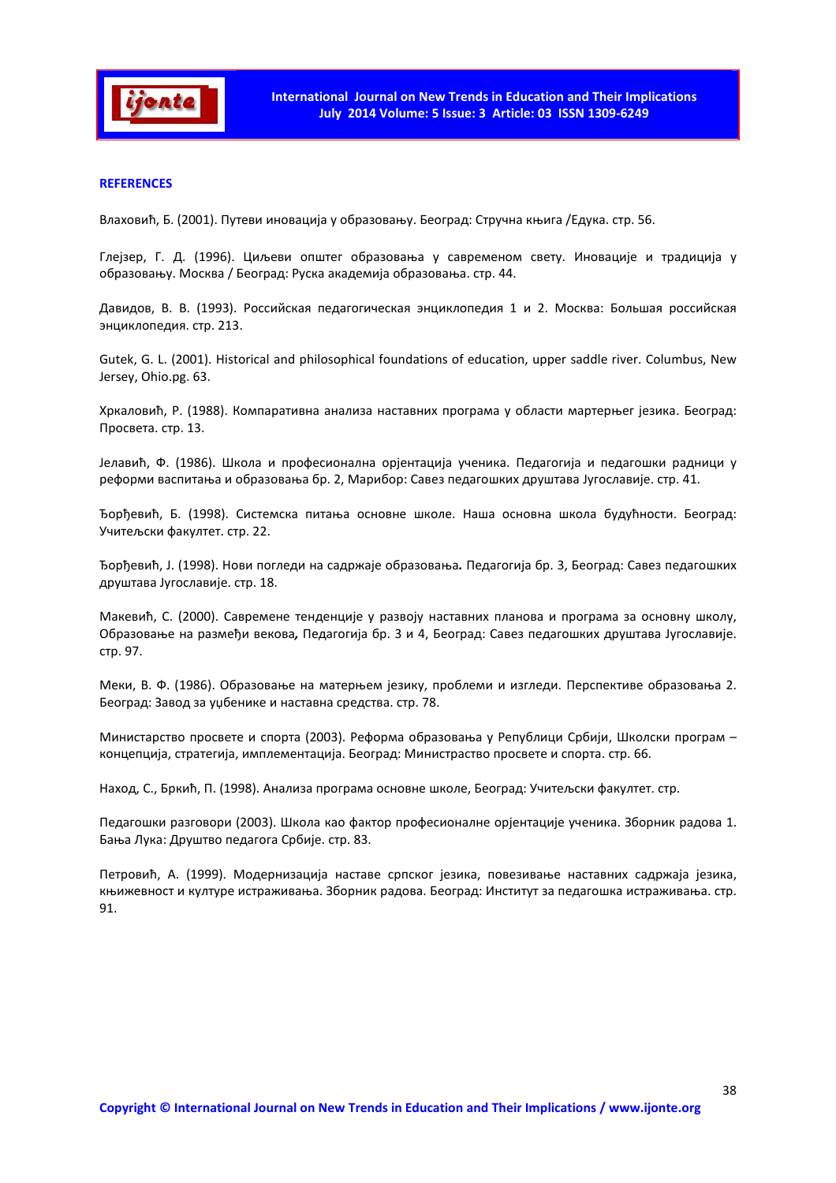**REFERENCES**

Влаховић, Б. (2001). Путеви иновација у образовању. Београд: Стручна књига /Едука. стр. 56.

Глејзер, Г. Д. (1996). Циљеви општег образовања у савременом свету. Иновације и традиција у образовању. Москва / Београд: Руска академија образовања. стр. 44.

Давидов, В. В. (1993). Российская педагогическая энциклопедия 1 и 2. Москва: Большая российская энциклопедия. стр. 213.

Gutek, G. L. (2001). Historical and philosophical foundations of education, upper saddle river. Columbus, New Jersey, Ohio.pg. 63.

Хркаловић, Р. (1988). Компаративна анализа наставних програма у области мартерњег језика. Београд: Просвета. стр. 13.

Јелавић, Ф. (1986). Школа и професионална орјентација ученика. Педагогија и педагошки радници у реформи васпитања и образовања бр. 2, Марибор: Савез педагошких друштава Југославије. стр. 41.

Ђорђевић, Б. (1998). Системска питања основне школе. Наша основна школа будућности. Београд: Учитељски факултет. стр. 22.

Ђорђевић, Ј. (1998). Нови погледи на садржаје образовања**.** Педагогија бр. 3, Београд: Савез педагошких друштава Југославије. стр. 18.

Макевић, С. (2000). Савремене тенденције у развоју наставних планова и програма за основну школу, Образовање на размеђи векова**,** Педагогија бр. 3 и 4, Београд: Савез педагошких друштава Југославије. стр. 97.

Меки, В. Ф. (1986). Образовање на матерњем језику, проблеми и изгледи. Перспективе образовања 2. Београд: Завод за уџбенике и наставна средства. стр. 78.

Министарство просвете и спорта (2003). Реформа образовања у Републици Србији, Школски програм – концепција, стратегија, имплементација. Београд: Министраство просвете и спорта. стр. 66.

Наход, С., Бркић, П. (1998). Анализа програма основне школе, Београд: Учитељски факултет. стр.

Педагошки разговори (2003). Школа као фактор професионалне орјентације ученика. Зборник радова 1. Бања Лука: Друштво педагога Србије. стр. 83.

Петровић, А. (1999). Модернизација наставе српског језика, повезивање наставних садржаја језика, књижевност и културе истраживања. Зборник радова. Београд: Институт за педагошка истраживања. стр. 91.